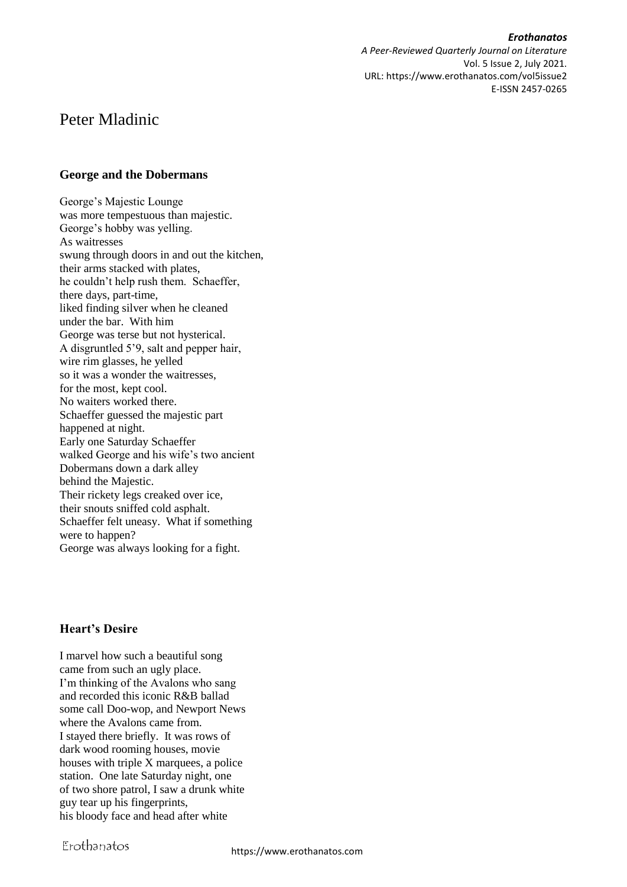# Peter Mladinic

## George and the Dobermans

George's Majestic Lounge
was more tempestuous than majestic.
George's hobby was yelling.
As waitresses
swung through doors in and out the kitchen,
their arms stacked with plates,
he couldn't help rush them. Schaeffer,
there days, part-time,
liked finding silver when he cleaned
under the bar. With him
George was terse but not hysterical.
A disgruntled 5'9, salt and pepper hair,
wire rim glasses, he yelled
so it was a wonder the waitresses,
for the most, kept cool.
No waiters worked there.
Schaeffer guessed the majestic part
happened at night.
Early one Saturday Schaeffer
walked George and his wife's two ancient
Dobermans down a dark alley
behind the Majestic.
Their rickety legs creaked over ice,
their snouts sniffed cold asphalt.
Schaeffer felt uneasy. What if something
were to happen?
George was always looking for a fight.

## Heart's Desire

I marvel how such a beautiful song
came from such an ugly place.
I'm thinking of the Avalons who sang
and recorded this iconic R&B ballad
some call Doo-wop, and Newport News
where the Avalons came from.
I stayed there briefly. It was rows of
dark wood rooming houses, movie
houses with triple X marquees, a police
station. One late Saturday night, one
of two shore patrol, I saw a drunk white
guy tear up his fingerprints,
his bloody face and head after white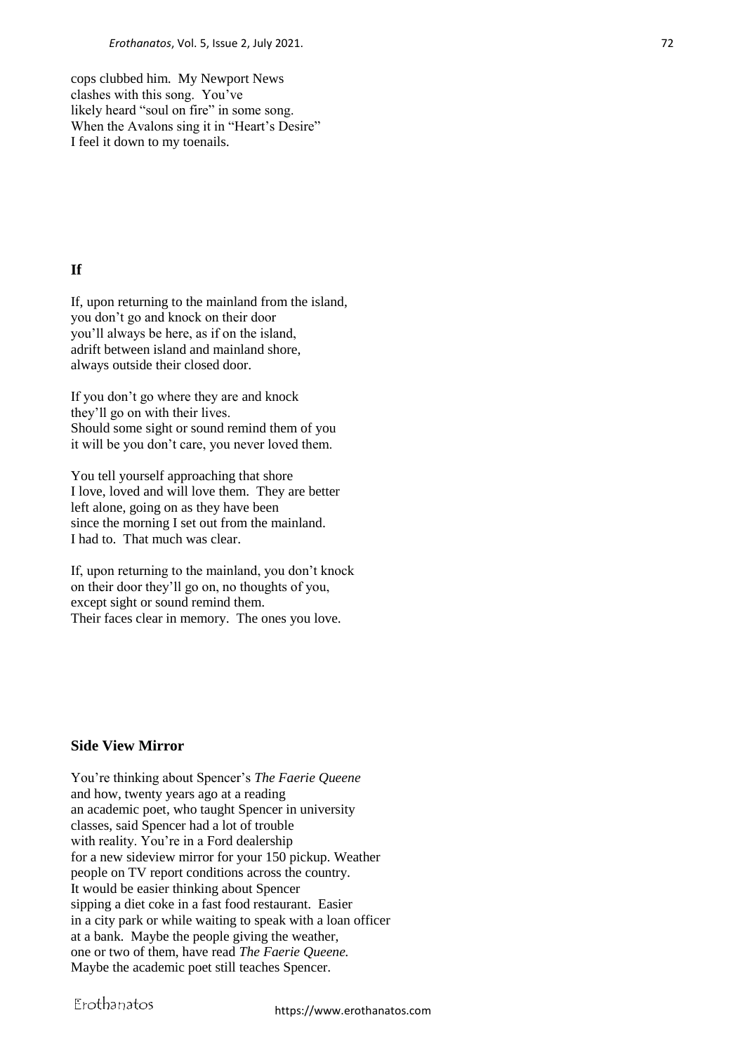cops clubbed him. My Newport News  
clashes with this song. You've  
likely heard "soul on fire" in some song.  
When the Avalons sing it in "Heart's Desire"  
I feel it down to my toenails.

## If

If, upon returning to the mainland from the island,  
you don't go and knock on their door  
you'll always be here, as if on the island,  
adrift between island and mainland shore,  
always outside their closed door.

If you don't go where they are and knock  
they'll go on with their lives.  
Should some sight or sound remind them of you  
it will be you don't care, you never loved them.

You tell yourself approaching that shore  
I love, loved and will love them. They are better  
left alone, going on as they have been  
since the morning I set out from the mainland.  
I had to. That much was clear.

If, upon returning to the mainland, you don't knock  
on their door they'll go on, no thoughts of you,  
except sight or sound remind them.  
Their faces clear in memory. The ones you love.

## Side View Mirror

You're thinking about Spencer's *The Faerie Queene*  
and how, twenty years ago at a reading  
an academic poet, who taught Spencer in university  
classes, said Spencer had a lot of trouble  
with reality. You're in a Ford dealership  
for a new sideview mirror for your 150 pickup. Weather  
people on TV report conditions across the country.  
It would be easier thinking about Spencer  
sipping a diet coke in a fast food restaurant. Easier  
in a city park or while waiting to speak with a loan officer  
at a bank. Maybe the people giving the weather,  
one or two of them, have read *The Faerie Queene.*  
Maybe the academic poet still teaches Spencer.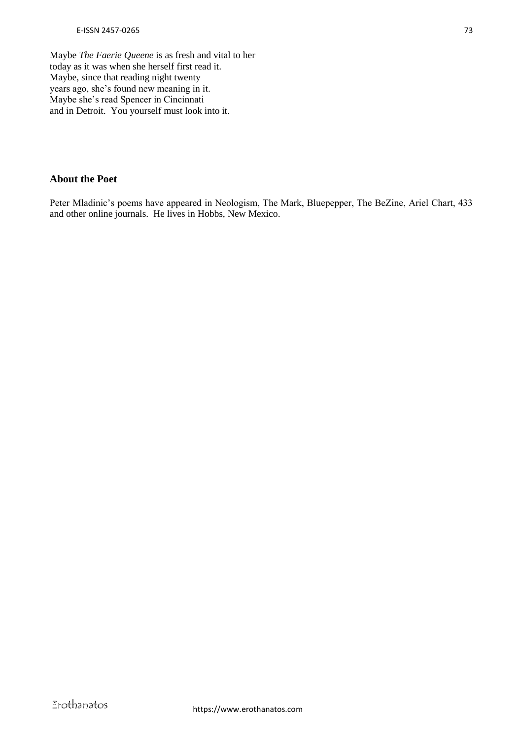Maybe *The Faerie Queene* is as fresh and vital to her
today as it was when she herself first read it.
Maybe, since that reading night twenty
years ago, she's found new meaning in it.
Maybe she's read Spencer in Cincinnati
and in Detroit.  You yourself must look into it.

## About the Poet

Peter Mladinic's poems have appeared in Neologism, The Mark, Bluepepper, The BeZine, Ariel Chart, 433 and other online journals. He lives in Hobbs, New Mexico.